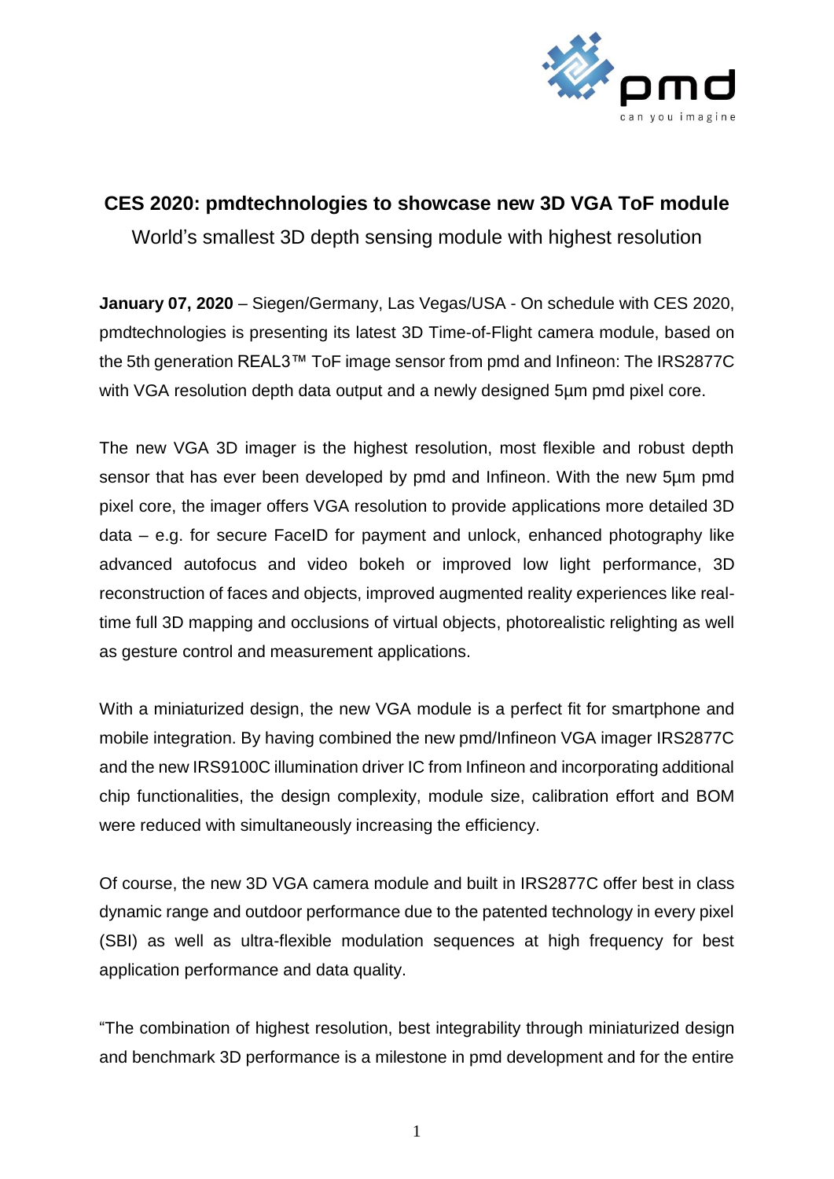# CES 2020: pmdtechnologies to showcase new 3D VGA ToF module

World's smallest 3D depth sensing module with highest resolution

**January 07, 2020** – Siegen/Germany, Las Vegas/USA - On schedule with CES 2020, pmdtechnologies is presenting its latest 3D Time-of-Flight camera module, based on the 5th generation REAL3™ ToF image sensor from pmd and Infineon: The IRS2877C with VGA resolution depth data output and a newly designed 5µm pmd pixel core.

The new VGA 3D imager is the highest resolution, most flexible and robust depth sensor that has ever been developed by pmd and Infineon. With the new 5µm pmd pixel core, the imager offers VGA resolution to provide applications more detailed 3D data – e.g. for secure FaceID for payment and unlock, enhanced photography like advanced autofocus and video bokeh or improved low light performance, 3D reconstruction of faces and objects, improved augmented reality experiences like real-time full 3D mapping and occlusions of virtual objects, photorealistic relighting as well as gesture control and measurement applications.

With a miniaturized design, the new VGA module is a perfect fit for smartphone and mobile integration. By having combined the new pmd/Infineon VGA imager IRS2877C and the new IRS9100C illumination driver IC from Infineon and incorporating additional chip functionalities, the design complexity, module size, calibration effort and BOM were reduced with simultaneously increasing the efficiency.

Of course, the new 3D VGA camera module and built in IRS2877C offer best in class dynamic range and outdoor performance due to the patented technology in every pixel (SBI) as well as ultra-flexible modulation sequences at high frequency for best application performance and data quality.

"The combination of highest resolution, best integrability through miniaturized design and benchmark 3D performance is a milestone in pmd development and for the entire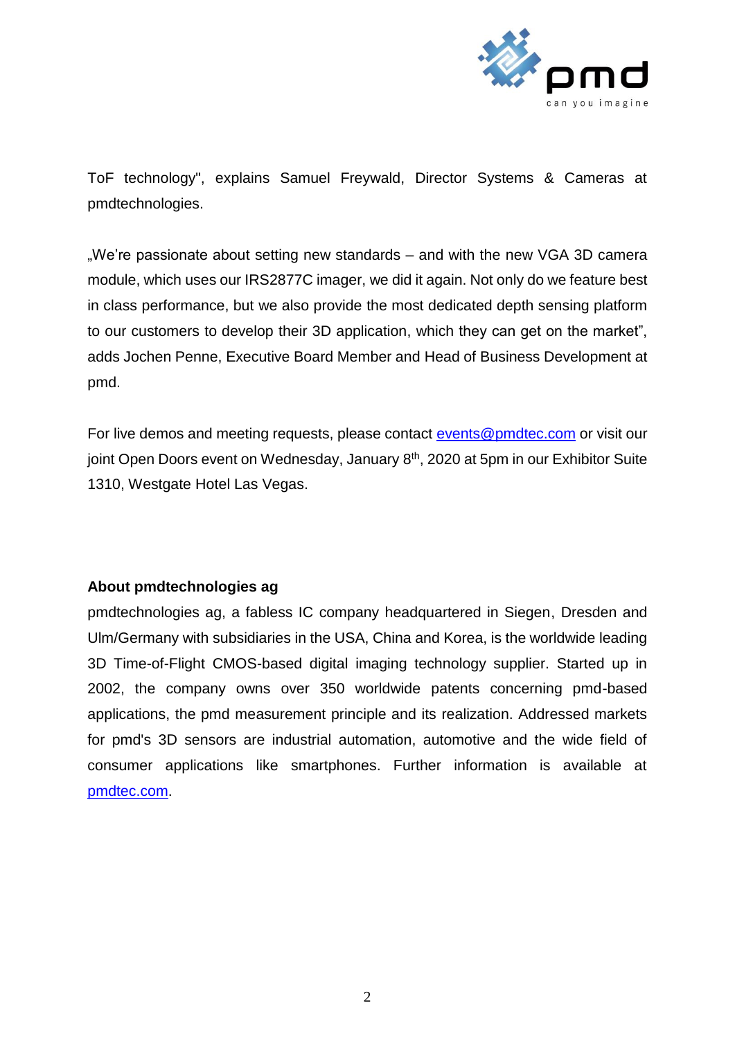ToF technology", explains Samuel Freywald, Director Systems & Cameras at pmdtechnologies.

„We're passionate about setting new standards – and with the new VGA 3D camera module, which uses our IRS2877C imager, we did it again. Not only do we feature best in class performance, but we also provide the most dedicated depth sensing platform to our customers to develop their 3D application, which they can get on the market", adds Jochen Penne, Executive Board Member and Head of Business Development at pmd.

For live demos and meeting requests, please contact [events@pmdtec.com](mailto:events@pmdtec.com) or visit our joint Open Doors event on Wednesday, January 8th, 2020 at 5pm in our Exhibitor Suite 1310, Westgate Hotel Las Vegas.

**About pmdtechnologies ag**

pmdtechnologies ag, a fabless IC company headquartered in Siegen, Dresden and Ulm/Germany with subsidiaries in the USA, China and Korea, is the worldwide leading 3D Time-of-Flight CMOS-based digital imaging technology supplier. Started up in 2002, the company owns over 350 worldwide patents concerning pmd-based applications, the pmd measurement principle and its realization. Addressed markets for pmd's 3D sensors are industrial automation, automotive and the wide field of consumer applications like smartphones. Further information is available at [pmdtec.com](http://pmdtec.com).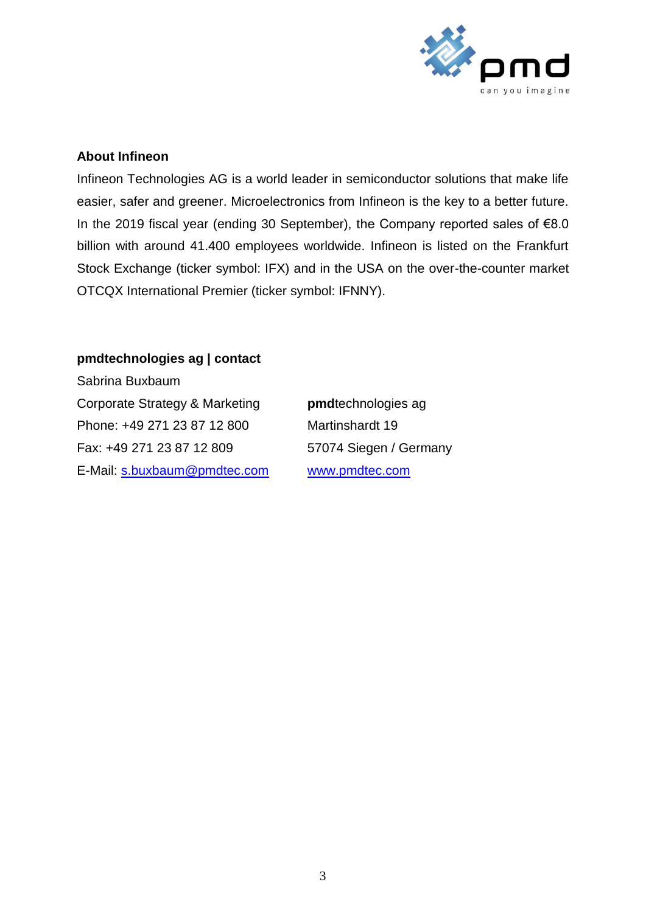**About Infineon**

Infineon Technologies AG is a world leader in semiconductor solutions that make life easier, safer and greener. Microelectronics from Infineon is the key to a better future. In the 2019 fiscal year (ending 30 September), the Company reported sales of €8.0 billion with around 41.400 employees worldwide. Infineon is listed on the Frankfurt Stock Exchange (ticker symbol: IFX) and in the USA on the over-the-counter market OTCQX International Premier (ticker symbol: IFNNY).

**pmdtechnologies ag | contact**

Sabrina Buxbaum
Corporate Strategy & Marketing
Phone: +49 271 23 87 12 800
Fax: +49 271 23 87 12 809
E-Mail: s.buxbaum@pmdtec.com

**pmd**technologies ag
Martinshardt 19
57074 Siegen / Germany
www.pmdtec.com